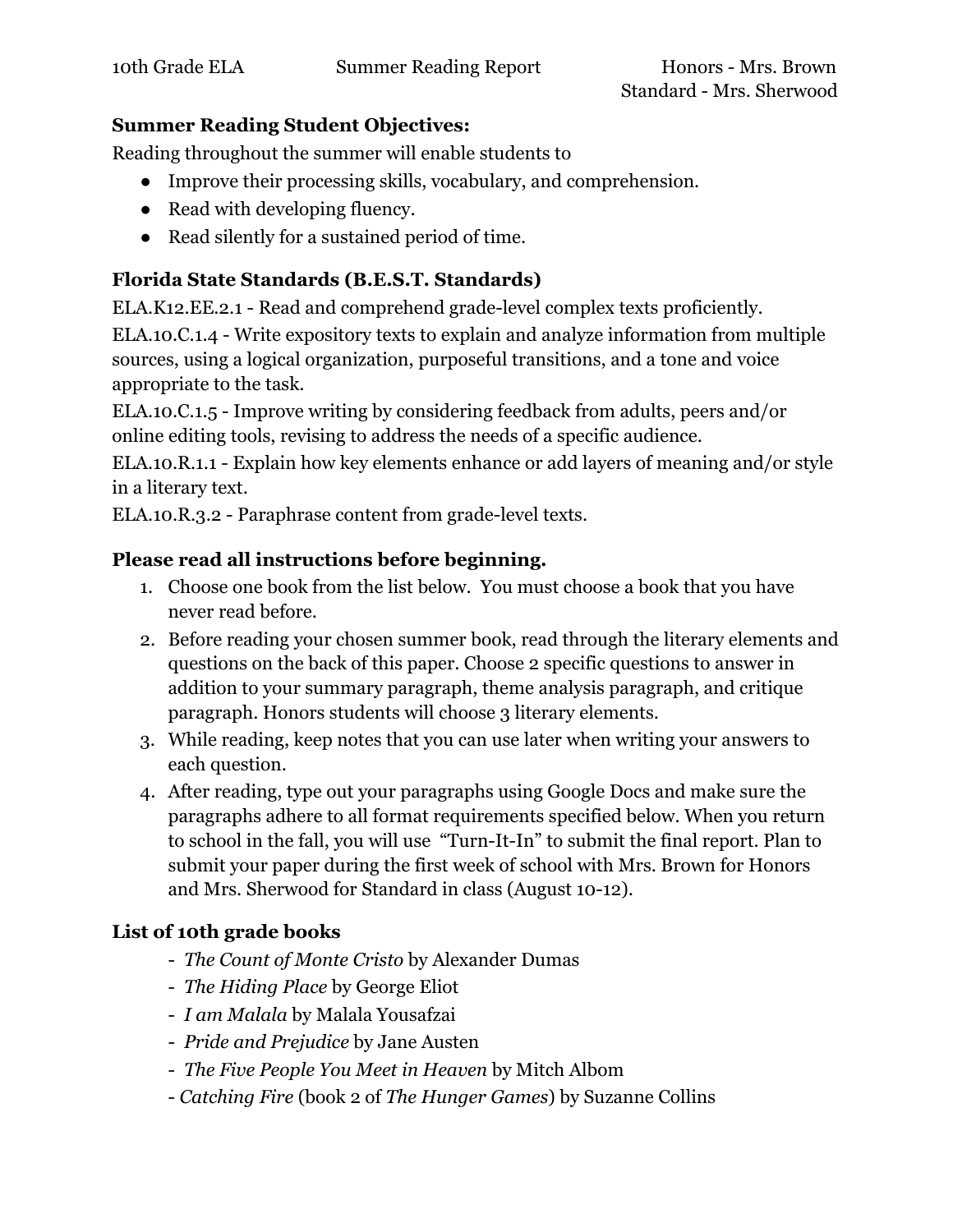10th Grade ELA Summer Reading Report Honors - Mrs. Brown
Standard - Mrs. Sherwood

**Summer Reading Student Objectives:**

Reading throughout the summer will enable students to

- Improve their processing skills, vocabulary, and comprehension.
- Read with developing fluency.
- Read silently for a sustained period of time.

## Florida State Standards (B.E.S.T. Standards)

ELA.K12.EE.2.1 - Read and comprehend grade-level complex texts proficiently.

ELA.10.C.1.4 - Write expository texts to explain and analyze information from multiple sources, using a logical organization, purposeful transitions, and a tone and voice appropriate to the task.

ELA.10.C.1.5 - Improve writing by considering feedback from adults, peers and/or online editing tools, revising to address the needs of a specific audience.

ELA.10.R.1.1 - Explain how key elements enhance or add layers of meaning and/or style in a literary text.

ELA.10.R.3.2 - Paraphrase content from grade-level texts.

## Please read all instructions before beginning.

1. Choose one book from the list below. You must choose a book that you have never read before.
2. Before reading your chosen summer book, read through the literary elements and questions on the back of this paper. Choose 2 specific questions to answer in addition to your summary paragraph, theme analysis paragraph, and critique paragraph. Honors students will choose 3 literary elements.
3. While reading, keep notes that you can use later when writing your answers to each question.
4. After reading, type out your paragraphs using Google Docs and make sure the paragraphs adhere to all format requirements specified below. When you return to school in the fall, you will use "Turn-It-In" to submit the final report. Plan to submit your paper during the first week of school with Mrs. Brown for Honors and Mrs. Sherwood for Standard in class (August 10-12).

## List of 10th grade books

- *The Count of Monte Cristo* by Alexander Dumas
- *The Hiding Place* by George Eliot
- *I am Malala* by Malala Yousafzai
- *Pride and Prejudice* by Jane Austen
- *The Five People You Meet in Heaven* by Mitch Albom
- *Catching Fire* (book 2 of *The Hunger Games*) by Suzanne Collins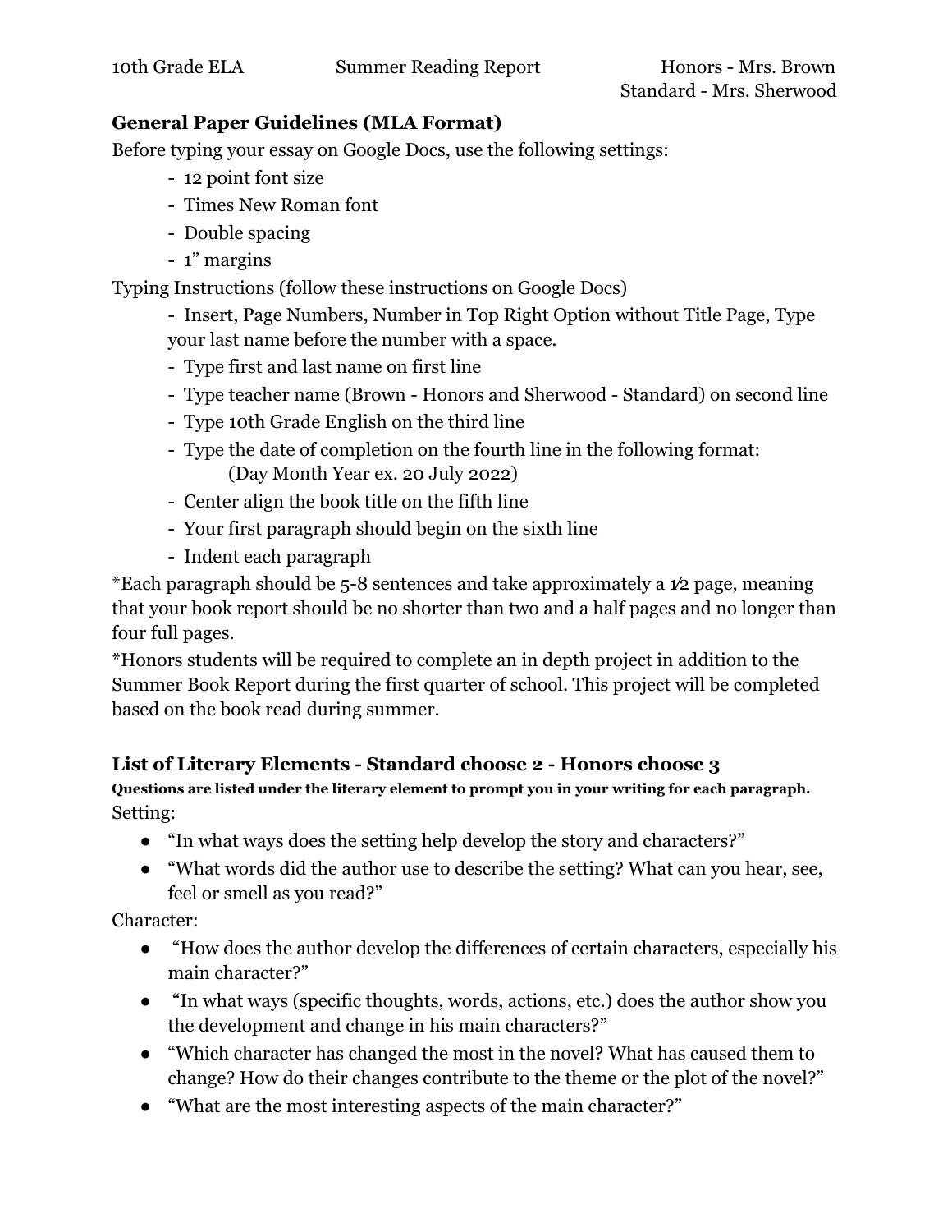10th Grade ELA Summer Reading Report Honors - Mrs. Brown
Standard - Mrs. Sherwood

**General Paper Guidelines (MLA Format)**

Before typing your essay on Google Docs, use the following settings:

- 12 point font size
- Times New Roman font
- Double spacing
- 1" margins

Typing Instructions (follow these instructions on Google Docs)

- Insert, Page Numbers, Number in Top Right Option without Title Page, Type your last name before the number with a space.
- Type first and last name on first line
- Type teacher name (Brown - Honors and Sherwood - Standard) on second line
- Type 10th Grade English on the third line
- Type the date of completion on the fourth line in the following format:
  (Day Month Year ex. 20 July 2022)
- Center align the book title on the fifth line
- Your first paragraph should begin on the sixth line
- Indent each paragraph

*Each paragraph should be 5-8 sentences and take approximately a ½ page, meaning that your book report should be no shorter than two and a half pages and no longer than four full pages.

*Honors students will be required to complete an in depth project in addition to the Summer Book Report during the first quarter of school. This project will be completed based on the book read during summer.

**List of Literary Elements - Standard choose 2 - Honors choose 3**

**Questions are listed under the literary element to prompt you in your writing for each paragraph.**

Setting:

- "In what ways does the setting help develop the story and characters?"
- "What words did the author use to describe the setting? What can you hear, see, feel or smell as you read?"

Character:

- "How does the author develop the differences of certain characters, especially his main character?"
- "In what ways (specific thoughts, words, actions, etc.) does the author show you the development and change in his main characters?"
- "Which character has changed the most in the novel? What has caused them to change? How do their changes contribute to the theme or the plot of the novel?"
- "What are the most interesting aspects of the main character?"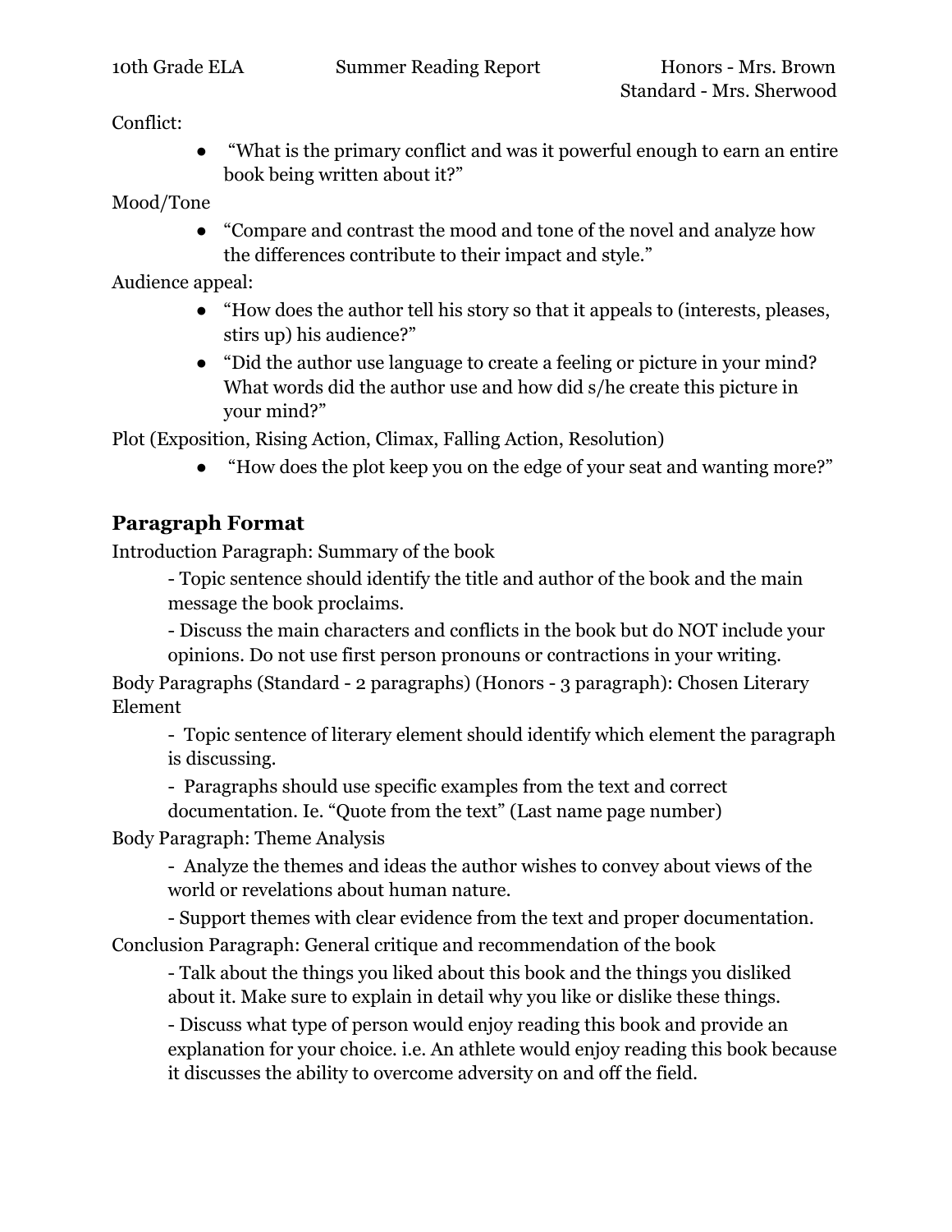Conflict:

- "What is the primary conflict and was it powerful enough to earn an entire book being written about it?"

Mood/Tone

- "Compare and contrast the mood and tone of the novel and analyze how the differences contribute to their impact and style."

Audience appeal:

- "How does the author tell his story so that it appeals to (interests, pleases, stirs up) his audience?"
- "Did the author use language to create a feeling or picture in your mind? What words did the author use and how did s/he create this picture in your mind?"

Plot (Exposition, Rising Action, Climax, Falling Action, Resolution)

- "How does the plot keep you on the edge of your seat and wanting more?"

## Paragraph Format

Introduction Paragraph: Summary of the book

- Topic sentence should identify the title and author of the book and the main message the book proclaims.
- Discuss the main characters and conflicts in the book but do NOT include your opinions. Do not use first person pronouns or contractions in your writing.

Body Paragraphs (Standard - 2 paragraphs) (Honors - 3 paragraph): Chosen Literary Element

- Topic sentence of literary element should identify which element the paragraph is discussing.
- Paragraphs should use specific examples from the text and correct documentation. Ie. "Quote from the text" (Last name page number)

Body Paragraph: Theme Analysis

- Analyze the themes and ideas the author wishes to convey about views of the world or revelations about human nature.
- Support themes with clear evidence from the text and proper documentation.

Conclusion Paragraph: General critique and recommendation of the book

- Talk about the things you liked about this book and the things you disliked about it. Make sure to explain in detail why you like or dislike these things.
- Discuss what type of person would enjoy reading this book and provide an explanation for your choice. i.e. An athlete would enjoy reading this book because it discusses the ability to overcome adversity on and off the field.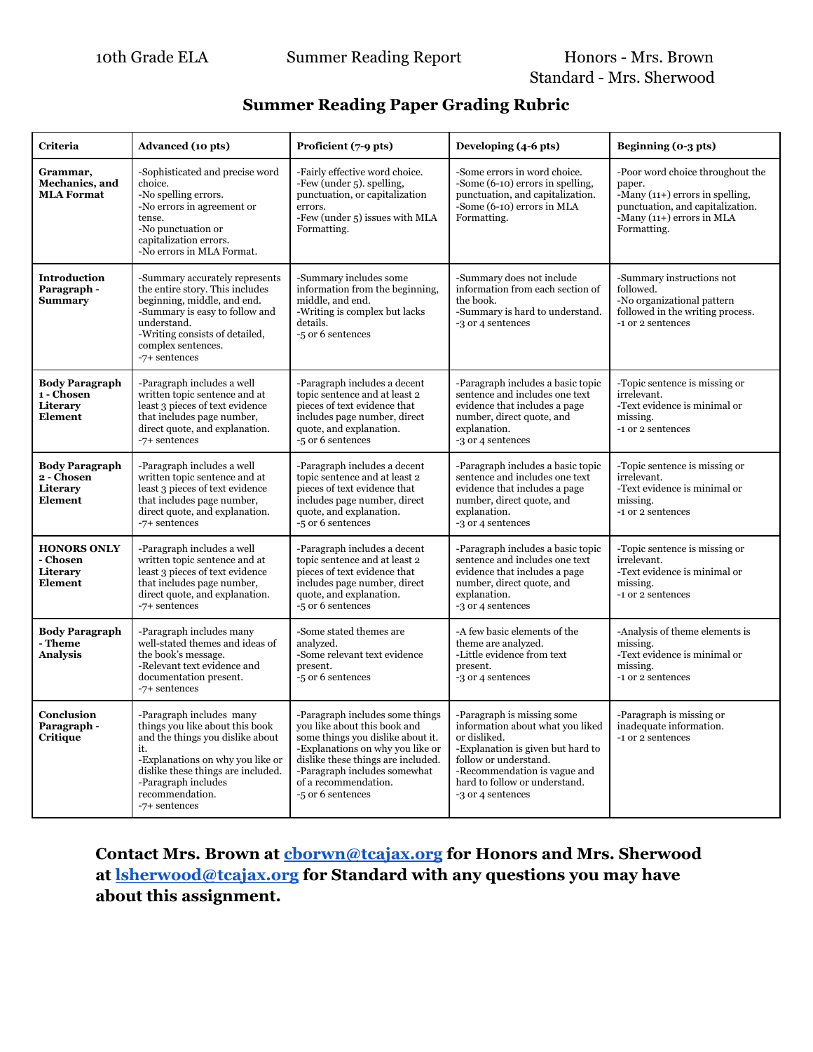10th Grade ELA | Summer Reading Report | Honors - Mrs. Brown
Standard - Mrs. Sherwood

## Summer Reading Paper Grading Rubric

| Criteria | Advanced (10 pts) | Proficient (7-9 pts) | Developing (4-6 pts) | Beginning (0-3 pts) |
|---|---|---|---|---|
| **Grammar, Mechanics, and MLA Format** | -Sophisticated and precise word choice.<br>-No spelling errors.<br>-No errors in agreement or tense.<br>-No punctuation or capitalization errors.<br>-No errors in MLA Format. | -Fairly effective word choice.<br>-Few (under 5). spelling, punctuation, or capitalization errors.<br>-Few (under 5) issues with MLA Formatting. | -Some errors in word choice.<br>-Some (6-10) errors in spelling, punctuation, and capitalization.<br>-Some (6-10) errors in MLA Formatting. | -Poor word choice throughout the paper.<br>-Many (11+) errors in spelling, punctuation, and capitalization.<br>-Many (11+) errors in MLA Formatting. |
| **Introduction Paragraph - Summary** | -Summary accurately represents the entire story. This includes beginning, middle, and end.<br>-Summary is easy to follow and understand.<br>-Writing consists of detailed, complex sentences.<br>-7+ sentences | -Summary includes some information from the beginning, middle, and end.<br>-Writing is complex but lacks details.<br>-5 or 6 sentences | -Summary does not include information from each section of the book.<br>-Summary is hard to understand.<br>-3 or 4 sentences | -Summary instructions not followed.<br>-No organizational pattern followed in the writing process.<br>-1 or 2 sentences |
| **Body Paragraph 1 - Chosen Literary Element** | -Paragraph includes a well written topic sentence and at least 3 pieces of text evidence that includes page number, direct quote, and explanation.<br>-7+ sentences | -Paragraph includes a decent topic sentence and at least 2 pieces of text evidence that includes page number, direct quote, and explanation.<br>-5 or 6 sentences | -Paragraph includes a basic topic sentence and includes one text evidence that includes a page number, direct quote, and explanation.<br>-3 or 4 sentences | -Topic sentence is missing or irrelevant.<br>-Text evidence is minimal or missing.<br>-1 or 2 sentences |
| **Body Paragraph 2 - Chosen Literary Element** | -Paragraph includes a well written topic sentence and at least 3 pieces of text evidence that includes page number, direct quote, and explanation.<br>-7+ sentences | -Paragraph includes a decent topic sentence and at least 2 pieces of text evidence that includes page number, direct quote, and explanation.<br>-5 or 6 sentences | -Paragraph includes a basic topic sentence and includes one text evidence that includes a page number, direct quote, and explanation.<br>-3 or 4 sentences | -Topic sentence is missing or irrelevant.<br>-Text evidence is minimal or missing.<br>-1 or 2 sentences |
| **HONORS ONLY - Chosen Literary Element** | -Paragraph includes a well written topic sentence and at least 3 pieces of text evidence that includes page number, direct quote, and explanation.<br>-7+ sentences | -Paragraph includes a decent topic sentence and at least 2 pieces of text evidence that includes page number, direct quote, and explanation.<br>-5 or 6 sentences | -Paragraph includes a basic topic sentence and includes one text evidence that includes a page number, direct quote, and explanation.<br>-3 or 4 sentences | -Topic sentence is missing or irrelevant.<br>-Text evidence is minimal or missing.<br>-1 or 2 sentences |
| **Body Paragraph - Theme Analysis** | -Paragraph includes many well-stated themes and ideas of the book's message.<br>-Relevant text evidence and documentation present.<br>-7+ sentences | -Some stated themes are analyzed.<br>-Some relevant text evidence present.<br>-5 or 6 sentences | -A few basic elements of the theme are analyzed.<br>-Little evidence from text present.<br>-3 or 4 sentences | -Analysis of theme elements is missing.<br>-Text evidence is minimal or missing.<br>-1 or 2 sentences |
| **Conclusion Paragraph - Critique** | -Paragraph includes many things you like about this book and the things you dislike about it.<br>-Explanations on why you like or dislike these things are included.<br>-Paragraph includes recommendation.<br>-7+ sentences | -Paragraph includes some things you like about this book and some things you dislike about it.<br>-Explanations on why you like or dislike these things are included.<br>-Paragraph includes somewhat of a recommendation.<br>-5 or 6 sentences | -Paragraph is missing some information about what you liked or disliked.<br>-Explanation is given but hard to follow or understand.<br>-Recommendation is vague and hard to follow or understand.<br>-3 or 4 sentences | -Paragraph is missing or inadequate information.<br>-1 or 2 sentences |

**Contact Mrs. Brown at [cborwn@tcajax.org](mailto:cborwn@tcajax.org) for Honors and Mrs. Sherwood at [lsherwood@tcajax.org](mailto:lsherwood@tcajax.org) for Standard with any questions you may have about this assignment.**